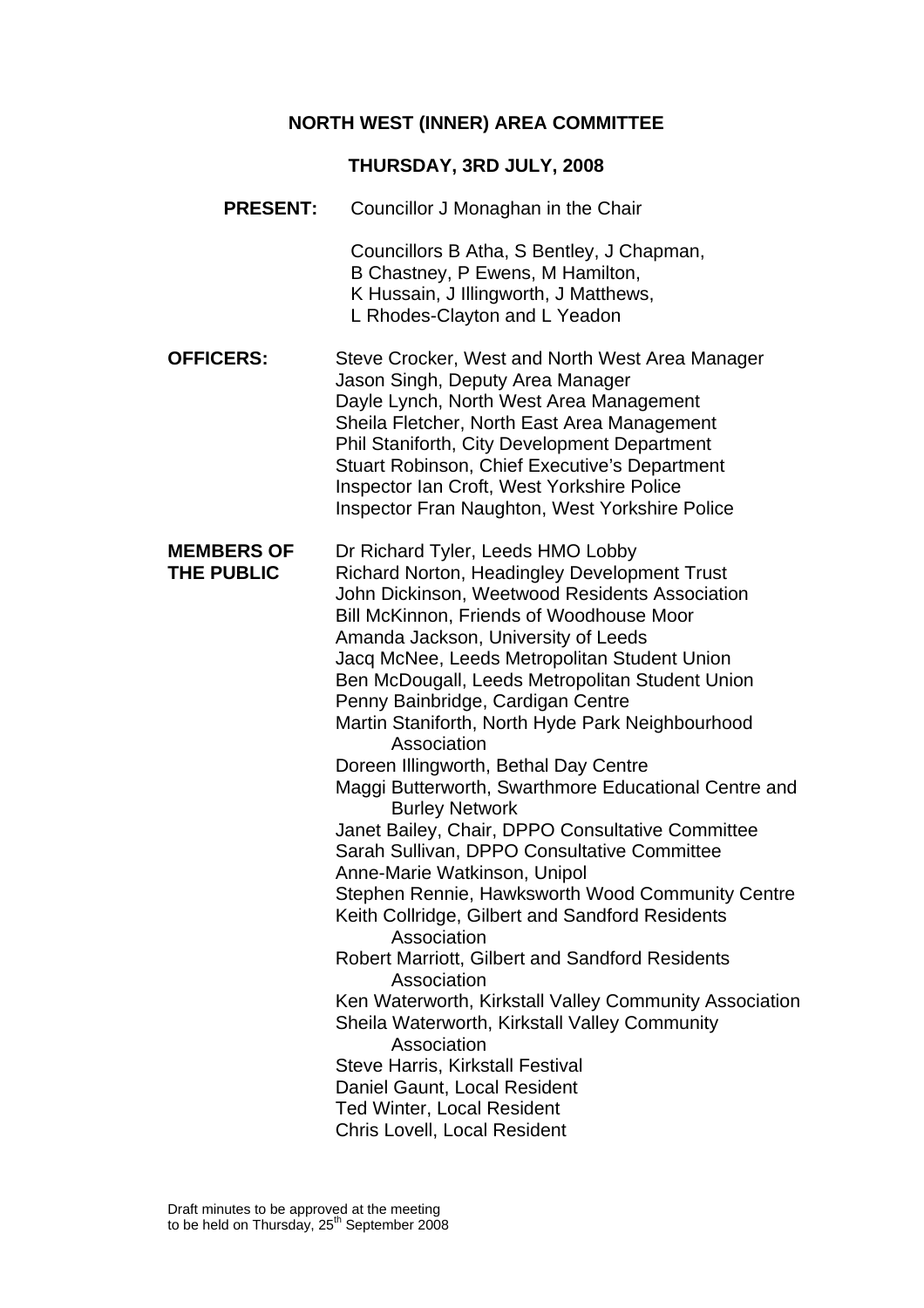# NORTH WEST (INNER) AREA COMMITTEE

## THURSDAY, 3RD JULY, 2008

**PRESENT:** Councillor J Monaghan in the Chair

Councillors B Atha, S Bentley, J Chapman, B Chastney, P Ewens, M Hamilton, K Hussain, J Illingworth, J Matthews, L Rhodes-Clayton and L Yeadon

**OFFICERS:**

Steve Crocker, West and North West Area Manager
Jason Singh, Deputy Area Manager
Dayle Lynch, North West Area Management
Sheila Fletcher, North East Area Management
Phil Staniforth, City Development Department
Stuart Robinson, Chief Executive's Department
Inspector Ian Croft, West Yorkshire Police
Inspector Fran Naughton, West Yorkshire Police

**MEMBERS OF THE PUBLIC**

Dr Richard Tyler, Leeds HMO Lobby
Richard Norton, Headingley Development Trust
John Dickinson, Weetwood Residents Association
Bill McKinnon, Friends of Woodhouse Moor
Amanda Jackson, University of Leeds
Jacq McNee, Leeds Metropolitan Student Union
Ben McDougall, Leeds Metropolitan Student Union
Penny Bainbridge, Cardigan Centre
Martin Staniforth, North Hyde Park Neighbourhood Association
Doreen Illingworth, Bethal Day Centre
Maggi Butterworth, Swarthmore Educational Centre and Burley Network
Janet Bailey, Chair, DPPO Consultative Committee
Sarah Sullivan, DPPO Consultative Committee
Anne-Marie Watkinson, Unipol
Stephen Rennie, Hawksworth Wood Community Centre
Keith Collridge, Gilbert and Sandford Residents Association
Robert Marriott, Gilbert and Sandford Residents Association
Ken Waterworth, Kirkstall Valley Community Association
Sheila Waterworth, Kirkstall Valley Community Association
Steve Harris, Kirkstall Festival
Daniel Gaunt, Local Resident
Ted Winter, Local Resident
Chris Lovell, Local Resident

Draft minutes to be approved at the meeting to be held on Thursday, 25th September 2008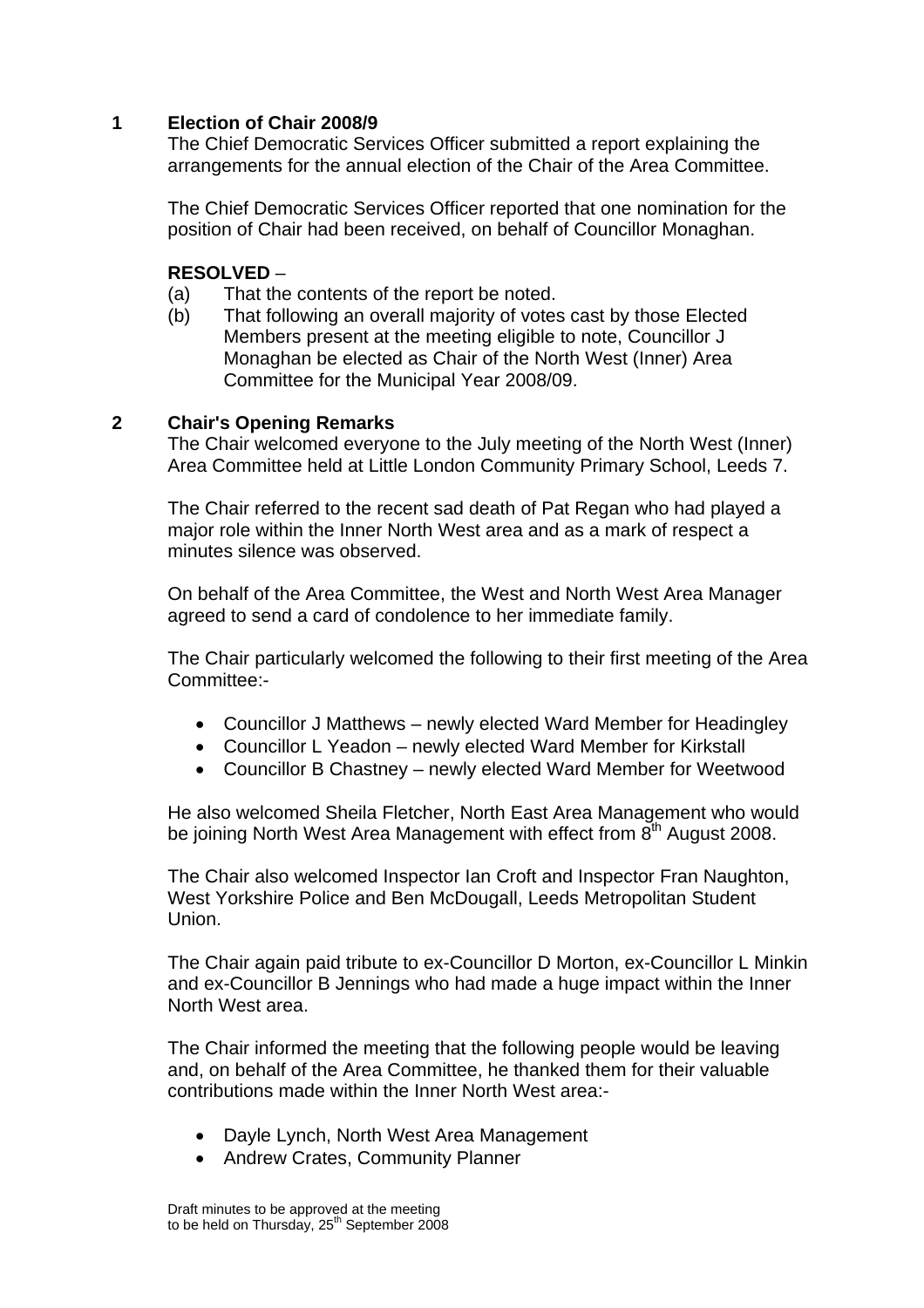## 1 Election of Chair 2008/9

The Chief Democratic Services Officer submitted a report explaining the arrangements for the annual election of the Chair of the Area Committee.

The Chief Democratic Services Officer reported that one nomination for the position of Chair had been received, on behalf of Councillor Monaghan.

**RESOLVED** –

(a) That the contents of the report be noted.

(b) That following an overall majority of votes cast by those Elected Members present at the meeting eligible to note, Councillor J Monaghan be elected as Chair of the North West (Inner) Area Committee for the Municipal Year 2008/09.

## 2 Chair's Opening Remarks

The Chair welcomed everyone to the July meeting of the North West (Inner) Area Committee held at Little London Community Primary School, Leeds 7.

The Chair referred to the recent sad death of Pat Regan who had played a major role within the Inner North West area and as a mark of respect a minutes silence was observed.

On behalf of the Area Committee, the West and North West Area Manager agreed to send a card of condolence to her immediate family.

The Chair particularly welcomed the following to their first meeting of the Area Committee:-

- Councillor J Matthews – newly elected Ward Member for Headingley
- Councillor L Yeadon – newly elected Ward Member for Kirkstall
- Councillor B Chastney – newly elected Ward Member for Weetwood

He also welcomed Sheila Fletcher, North East Area Management who would be joining North West Area Management with effect from 8th August 2008.

The Chair also welcomed Inspector Ian Croft and Inspector Fran Naughton, West Yorkshire Police and Ben McDougall, Leeds Metropolitan Student Union.

The Chair again paid tribute to ex-Councillor D Morton, ex-Councillor L Minkin and ex-Councillor B Jennings who had made a huge impact within the Inner North West area.

The Chair informed the meeting that the following people would be leaving and, on behalf of the Area Committee, he thanked them for their valuable contributions made within the Inner North West area:-

- Dayle Lynch, North West Area Management
- Andrew Crates, Community Planner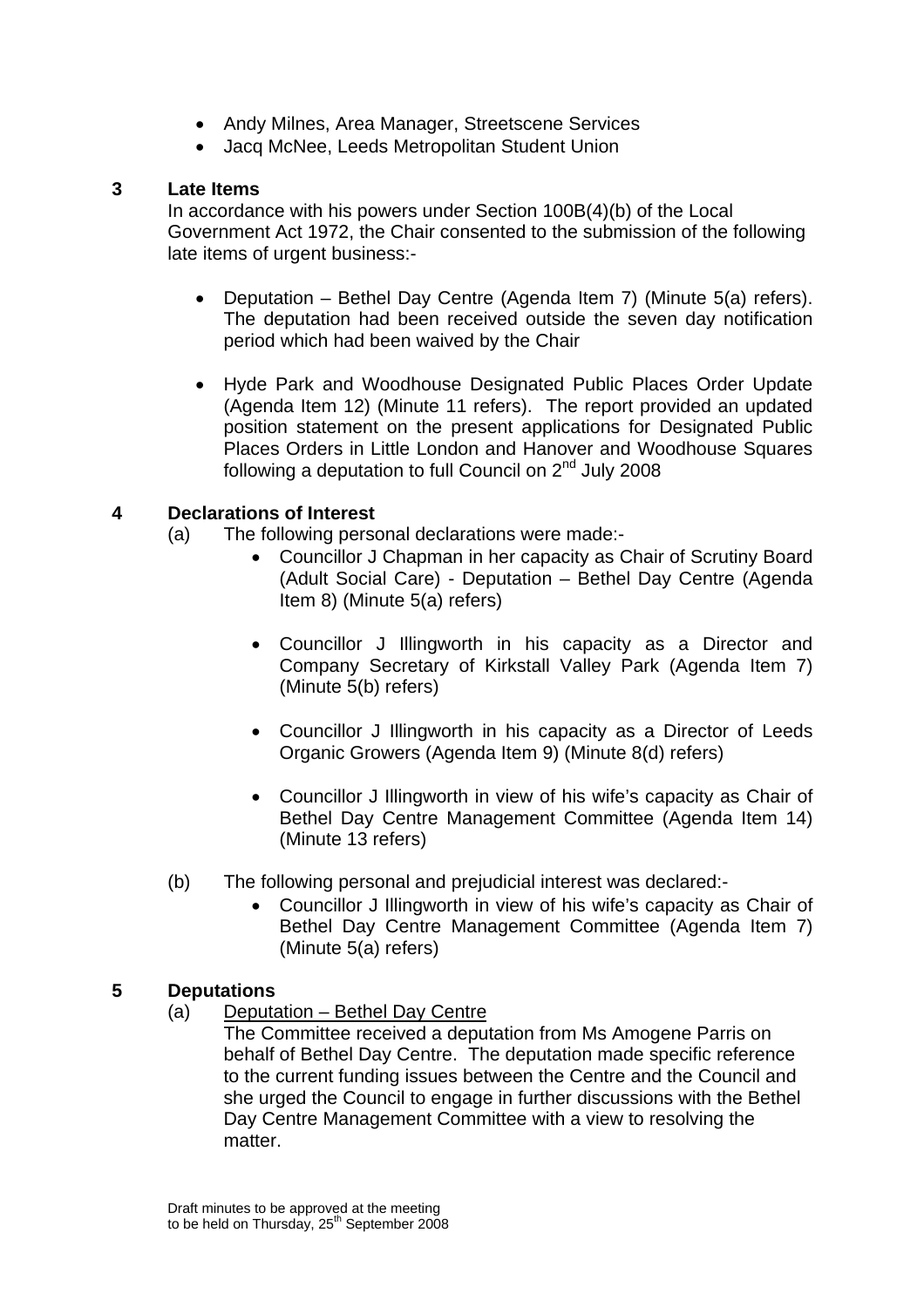- Andy Milnes, Area Manager, Streetscene Services
- Jacq McNee, Leeds Metropolitan Student Union

## 3 Late Items

In accordance with his powers under Section 100B(4)(b) of the Local Government Act 1972, the Chair consented to the submission of the following late items of urgent business:-

- Deputation – Bethel Day Centre (Agenda Item 7) (Minute 5(a) refers). The deputation had been received outside the seven day notification period which had been waived by the Chair
- Hyde Park and Woodhouse Designated Public Places Order Update (Agenda Item 12) (Minute 11 refers). The report provided an updated position statement on the present applications for Designated Public Places Orders in Little London and Hanover and Woodhouse Squares following a deputation to full Council on 2nd July 2008

## 4 Declarations of Interest

(a) The following personal declarations were made:-

- Councillor J Chapman in her capacity as Chair of Scrutiny Board (Adult Social Care) - Deputation – Bethel Day Centre (Agenda Item 8) (Minute 5(a) refers)
- Councillor J Illingworth in his capacity as a Director and Company Secretary of Kirkstall Valley Park (Agenda Item 7) (Minute 5(b) refers)
- Councillor J Illingworth in his capacity as a Director of Leeds Organic Growers (Agenda Item 9) (Minute 8(d) refers)
- Councillor J Illingworth in view of his wife's capacity as Chair of Bethel Day Centre Management Committee (Agenda Item 14) (Minute 13 refers)

(b) The following personal and prejudicial interest was declared:-

- Councillor J Illingworth in view of his wife's capacity as Chair of Bethel Day Centre Management Committee (Agenda Item 7) (Minute 5(a) refers)

## 5 Deputations

(a) Deputation – Bethel Day Centre

The Committee received a deputation from Ms Amogene Parris on behalf of Bethel Day Centre. The deputation made specific reference to the current funding issues between the Centre and the Council and she urged the Council to engage in further discussions with the Bethel Day Centre Management Committee with a view to resolving the matter.

Draft minutes to be approved at the meeting to be held on Thursday, 25th September 2008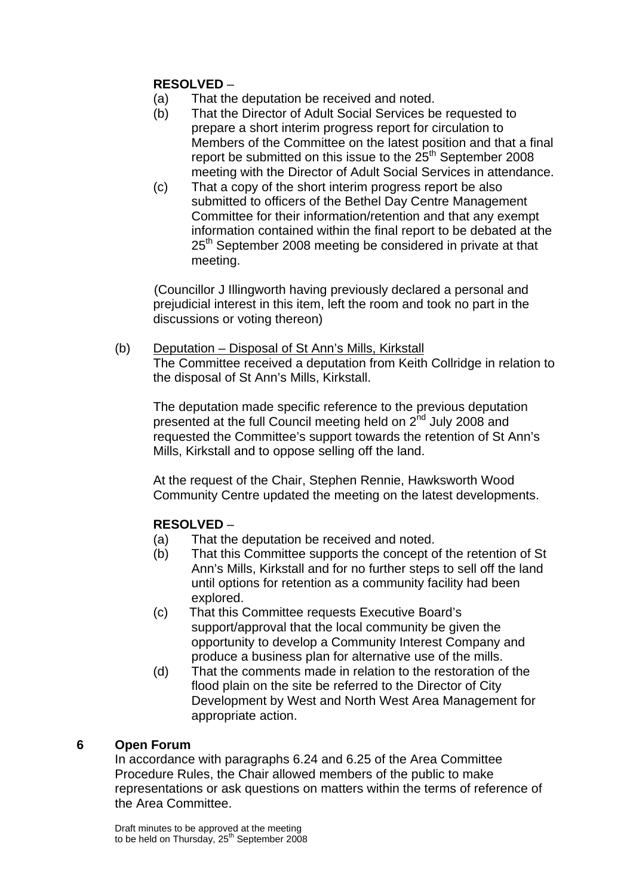**RESOLVED** –

(a) That the deputation be received and noted.

(b) That the Director of Adult Social Services be requested to prepare a short interim progress report for circulation to Members of the Committee on the latest position and that a final report be submitted on this issue to the 25th September 2008 meeting with the Director of Adult Social Services in attendance.

(c) That a copy of the short interim progress report be also submitted to officers of the Bethel Day Centre Management Committee for their information/retention and that any exempt information contained within the final report to be debated at the 25th September 2008 meeting be considered in private at that meeting.

(Councillor J Illingworth having previously declared a personal and prejudicial interest in this item, left the room and took no part in the discussions or voting thereon)

(b) Deputation – Disposal of St Ann's Mills, Kirkstall

The Committee received a deputation from Keith Collridge in relation to the disposal of St Ann's Mills, Kirkstall.

The deputation made specific reference to the previous deputation presented at the full Council meeting held on 2nd July 2008 and requested the Committee's support towards the retention of St Ann's Mills, Kirkstall and to oppose selling off the land.

At the request of the Chair, Stephen Rennie, Hawksworth Wood Community Centre updated the meeting on the latest developments.

**RESOLVED** –

(a) That the deputation be received and noted.

(b) That this Committee supports the concept of the retention of St Ann's Mills, Kirkstall and for no further steps to sell off the land until options for retention as a community facility had been explored.

(c) That this Committee requests Executive Board's support/approval that the local community be given the opportunity to develop a Community Interest Company and produce a business plan for alternative use of the mills.

(d) That the comments made in relation to the restoration of the flood plain on the site be referred to the Director of City Development by West and North West Area Management for appropriate action.

## 6 Open Forum

In accordance with paragraphs 6.24 and 6.25 of the Area Committee Procedure Rules, the Chair allowed members of the public to make representations or ask questions on matters within the terms of reference of the Area Committee.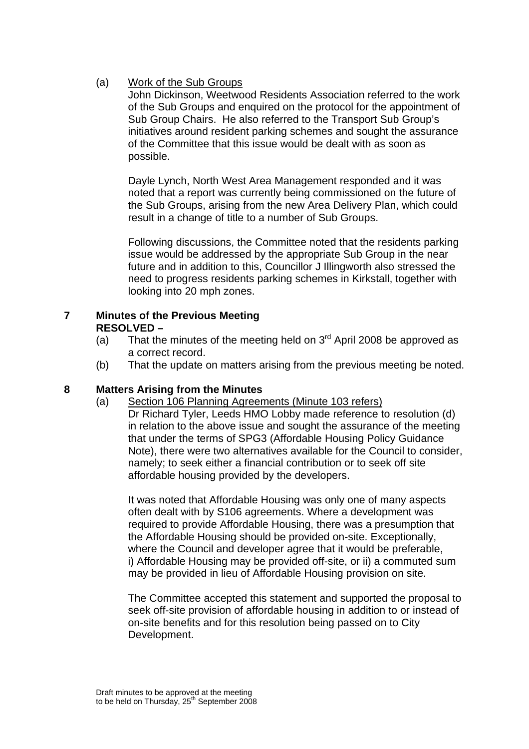(a) Work of the Sub Groups

John Dickinson, Weetwood Residents Association referred to the work of the Sub Groups and enquired on the protocol for the appointment of Sub Group Chairs. He also referred to the Transport Sub Group's initiatives around resident parking schemes and sought the assurance of the Committee that this issue would be dealt with as soon as possible.

Dayle Lynch, North West Area Management responded and it was noted that a report was currently being commissioned on the future of the Sub Groups, arising from the new Area Delivery Plan, which could result in a change of title to a number of Sub Groups.

Following discussions, the Committee noted that the residents parking issue would be addressed by the appropriate Sub Group in the near future and in addition to this, Councillor J Illingworth also stressed the need to progress residents parking schemes in Kirkstall, together with looking into 20 mph zones.

**7 Minutes of the Previous Meeting**

**RESOLVED –**

(a) That the minutes of the meeting held on 3rd April 2008 be approved as a correct record.

(b) That the update on matters arising from the previous meeting be noted.

**8 Matters Arising from the Minutes**

(a) Section 106 Planning Agreements (Minute 103 refers)

Dr Richard Tyler, Leeds HMO Lobby made reference to resolution (d) in relation to the above issue and sought the assurance of the meeting that under the terms of SPG3 (Affordable Housing Policy Guidance Note), there were two alternatives available for the Council to consider, namely; to seek either a financial contribution or to seek off site affordable housing provided by the developers.

It was noted that Affordable Housing was only one of many aspects often dealt with by S106 agreements. Where a development was required to provide Affordable Housing, there was a presumption that the Affordable Housing should be provided on-site. Exceptionally, where the Council and developer agree that it would be preferable, i) Affordable Housing may be provided off-site, or ii) a commuted sum may be provided in lieu of Affordable Housing provision on site.

The Committee accepted this statement and supported the proposal to seek off-site provision of affordable housing in addition to or instead of on-site benefits and for this resolution being passed on to City Development.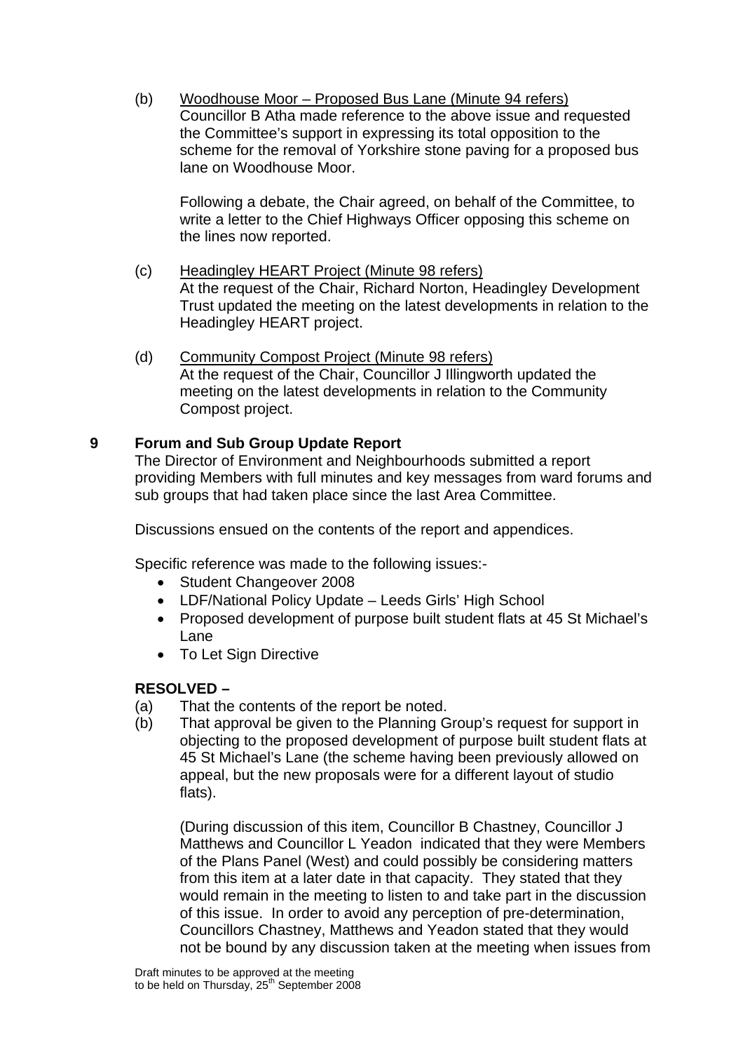(b) Woodhouse Moor – Proposed Bus Lane (Minute 94 refers)
Councillor B Atha made reference to the above issue and requested the Committee's support in expressing its total opposition to the scheme for the removal of Yorkshire stone paving for a proposed bus lane on Woodhouse Moor.

Following a debate, the Chair agreed, on behalf of the Committee, to write a letter to the Chief Highways Officer opposing this scheme on the lines now reported.

(c) Headingley HEART Project (Minute 98 refers)
At the request of the Chair, Richard Norton, Headingley Development Trust updated the meeting on the latest developments in relation to the Headingley HEART project.

(d) Community Compost Project (Minute 98 refers)
At the request of the Chair, Councillor J Illingworth updated the meeting on the latest developments in relation to the Community Compost project.

## 9 Forum and Sub Group Update Report

The Director of Environment and Neighbourhoods submitted a report providing Members with full minutes and key messages from ward forums and sub groups that had taken place since the last Area Committee.

Discussions ensued on the contents of the report and appendices.

Specific reference was made to the following issues:-

- Student Changeover 2008
- LDF/National Policy Update – Leeds Girls' High School
- Proposed development of purpose built student flats at 45 St Michael's Lane
- To Let Sign Directive

**RESOLVED –**

(a) That the contents of the report be noted.

(b) That approval be given to the Planning Group's request for support in objecting to the proposed development of purpose built student flats at 45 St Michael's Lane (the scheme having been previously allowed on appeal, but the new proposals were for a different layout of studio flats).

(During discussion of this item, Councillor B Chastney, Councillor J Matthews and Councillor L Yeadon indicated that they were Members of the Plans Panel (West) and could possibly be considering matters from this item at a later date in that capacity. They stated that they would remain in the meeting to listen to and take part in the discussion of this issue. In order to avoid any perception of pre-determination, Councillors Chastney, Matthews and Yeadon stated that they would not be bound by any discussion taken at the meeting when issues from

Draft minutes to be approved at the meeting
to be held on Thursday, 25th September 2008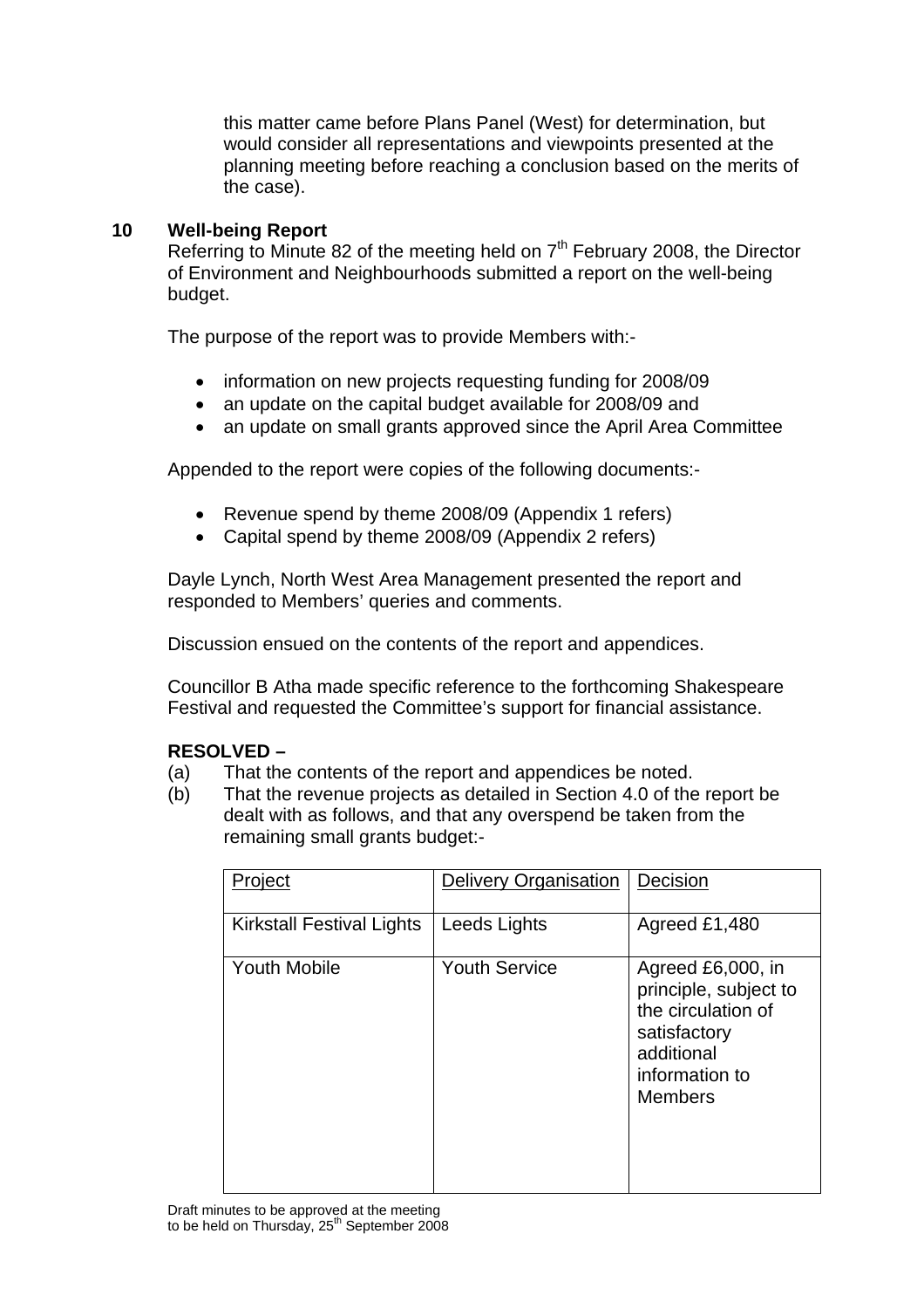this matter came before Plans Panel (West) for determination, but would consider all representations and viewpoints presented at the planning meeting before reaching a conclusion based on the merits of the case).

**10 Well-being Report**

Referring to Minute 82 of the meeting held on 7th February 2008, the Director of Environment and Neighbourhoods submitted a report on the well-being budget.

The purpose of the report was to provide Members with:-

- information on new projects requesting funding for 2008/09
- an update on the capital budget available for 2008/09 and
- an update on small grants approved since the April Area Committee

Appended to the report were copies of the following documents:-

- Revenue spend by theme 2008/09 (Appendix 1 refers)
- Capital spend by theme 2008/09 (Appendix 2 refers)

Dayle Lynch, North West Area Management presented the report and responded to Members' queries and comments.

Discussion ensued on the contents of the report and appendices.

Councillor B Atha made specific reference to the forthcoming Shakespeare Festival and requested the Committee's support for financial assistance.

**RESOLVED –**

(a) That the contents of the report and appendices be noted.

(b) That the revenue projects as detailed in Section 4.0 of the report be dealt with as follows, and that any overspend be taken from the remaining small grants budget:-

| Project | Delivery Organisation | Decision |
|---|---|---|
| Kirkstall Festival Lights | Leeds Lights | Agreed £1,480 |
| Youth Mobile | Youth Service | Agreed £6,000, in principle, subject to the circulation of satisfactory additional information to Members |

Draft minutes to be approved at the meeting to be held on Thursday, 25th September 2008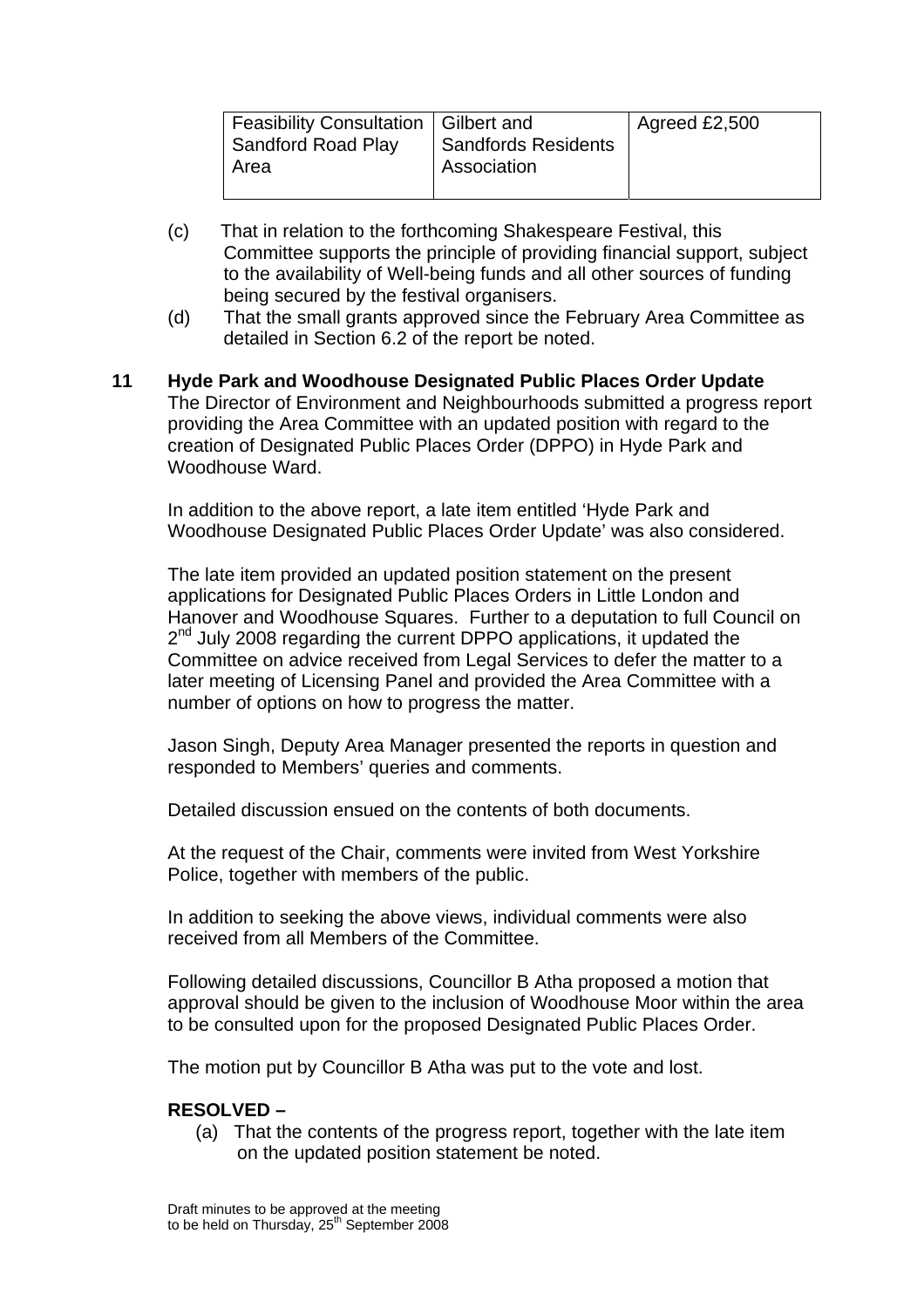| Feasibility Consultation Sandford Road Play Area | Gilbert and Sandfords Residents Association | Agreed £2,500 |
|---|---|---|

(c) That in relation to the forthcoming Shakespeare Festival, this Committee supports the principle of providing financial support, subject to the availability of Well-being funds and all other sources of funding being secured by the festival organisers.

(d) That the small grants approved since the February Area Committee as detailed in Section 6.2 of the report be noted.

**11 Hyde Park and Woodhouse Designated Public Places Order Update**

The Director of Environment and Neighbourhoods submitted a progress report providing the Area Committee with an updated position with regard to the creation of Designated Public Places Order (DPPO) in Hyde Park and Woodhouse Ward.

In addition to the above report, a late item entitled 'Hyde Park and Woodhouse Designated Public Places Order Update' was also considered.

The late item provided an updated position statement on the present applications for Designated Public Places Orders in Little London and Hanover and Woodhouse Squares. Further to a deputation to full Council on 2nd July 2008 regarding the current DPPO applications, it updated the Committee on advice received from Legal Services to defer the matter to a later meeting of Licensing Panel and provided the Area Committee with a number of options on how to progress the matter.

Jason Singh, Deputy Area Manager presented the reports in question and responded to Members' queries and comments.

Detailed discussion ensued on the contents of both documents.

At the request of the Chair, comments were invited from West Yorkshire Police, together with members of the public.

In addition to seeking the above views, individual comments were also received from all Members of the Committee.

Following detailed discussions, Councillor B Atha proposed a motion that approval should be given to the inclusion of Woodhouse Moor within the area to be consulted upon for the proposed Designated Public Places Order.

The motion put by Councillor B Atha was put to the vote and lost.

**RESOLVED –**

(a) That the contents of the progress report, together with the late item on the updated position statement be noted.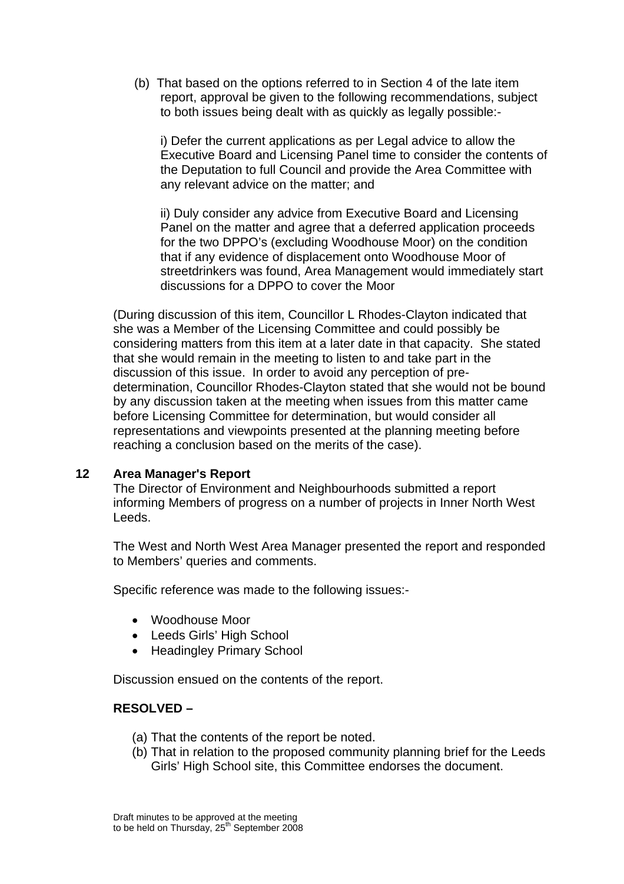(b) That based on the options referred to in Section 4 of the late item report, approval be given to the following recommendations, subject to both issues being dealt with as quickly as legally possible:-

i) Defer the current applications as per Legal advice to allow the Executive Board and Licensing Panel time to consider the contents of the Deputation to full Council and provide the Area Committee with any relevant advice on the matter; and

ii) Duly consider any advice from Executive Board and Licensing Panel on the matter and agree that a deferred application proceeds for the two DPPO's (excluding Woodhouse Moor) on the condition that if any evidence of displacement onto Woodhouse Moor of streetdrinkers was found, Area Management would immediately start discussions for a DPPO to cover the Moor

(During discussion of this item, Councillor L Rhodes-Clayton indicated that she was a Member of the Licensing Committee and could possibly be considering matters from this item at a later date in that capacity. She stated that she would remain in the meeting to listen to and take part in the discussion of this issue. In order to avoid any perception of pre-determination, Councillor Rhodes-Clayton stated that she would not be bound by any discussion taken at the meeting when issues from this matter came before Licensing Committee for determination, but would consider all representations and viewpoints presented at the planning meeting before reaching a conclusion based on the merits of the case).

**12 Area Manager's Report**

The Director of Environment and Neighbourhoods submitted a report informing Members of progress on a number of projects in Inner North West Leeds.

The West and North West Area Manager presented the report and responded to Members' queries and comments.

Specific reference was made to the following issues:-

- Woodhouse Moor
- Leeds Girls' High School
- Headingley Primary School

Discussion ensued on the contents of the report.

**RESOLVED –**

(a) That the contents of the report be noted.
(b) That in relation to the proposed community planning brief for the Leeds Girls' High School site, this Committee endorses the document.

Draft minutes to be approved at the meeting
to be held on Thursday, 25th September 2008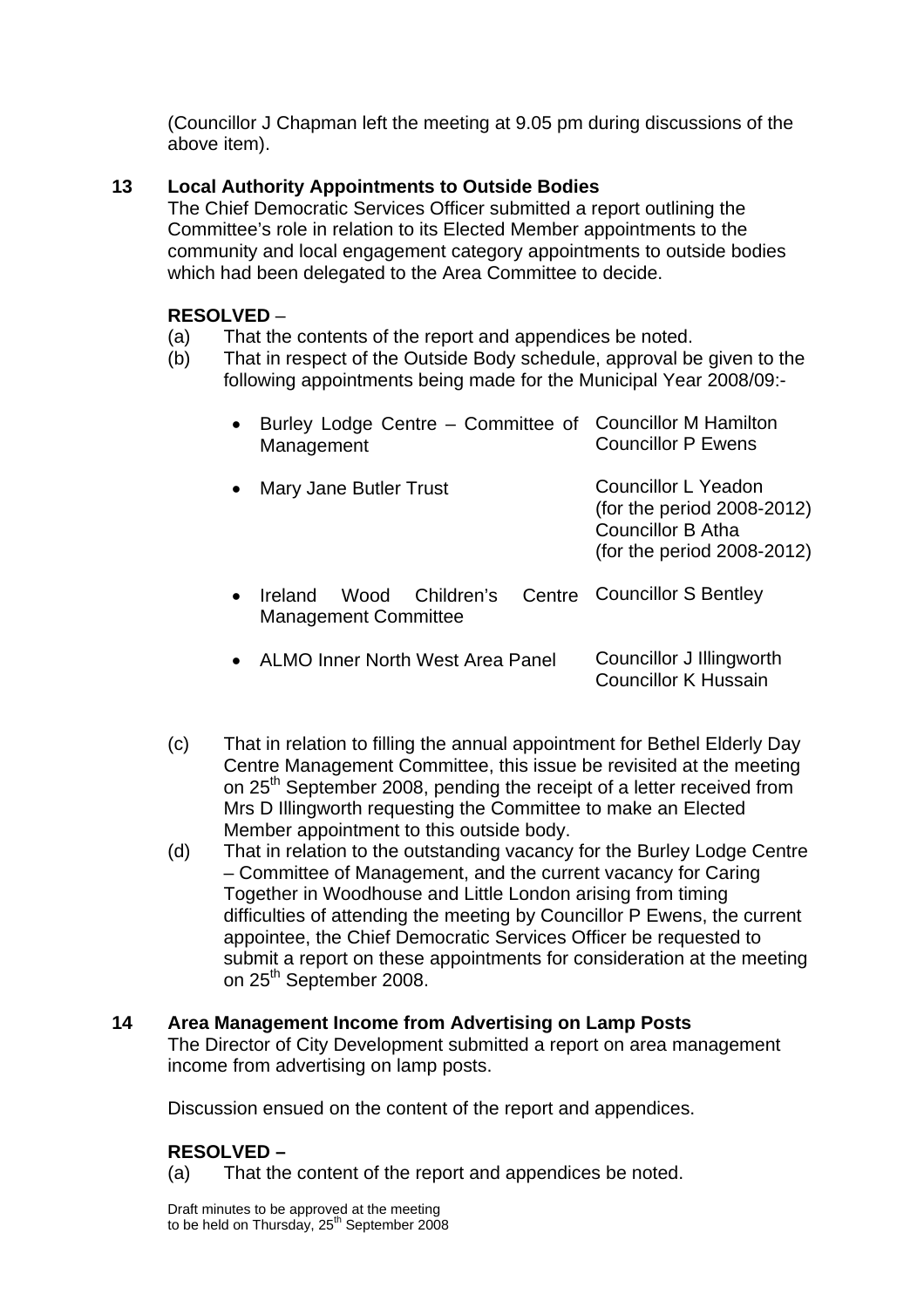(Councillor J Chapman left the meeting at 9.05 pm during discussions of the above item).

## 13 Local Authority Appointments to Outside Bodies

The Chief Democratic Services Officer submitted a report outlining the Committee's role in relation to its Elected Member appointments to the community and local engagement category appointments to outside bodies which had been delegated to the Area Committee to decide.

**RESOLVED** –

(a) That the contents of the report and appendices be noted.

(b) That in respect of the Outside Body schedule, approval be given to the following appointments being made for the Municipal Year 2008/09:-

| Outside Body | Appointment |
|---|---|
| • Burley Lodge Centre – Committee of Management | Councillor M Hamilton<br>Councillor P Ewens |
| • Mary Jane Butler Trust | Councillor L Yeadon (for the period 2008-2012)<br>Councillor B Atha (for the period 2008-2012) |
| • Ireland Wood Children's Centre Management Committee | Councillor S Bentley |
| • ALMO Inner North West Area Panel | Councillor J Illingworth<br>Councillor K Hussain |

(c) That in relation to filling the annual appointment for Bethel Elderly Day Centre Management Committee, this issue be revisited at the meeting on 25th September 2008, pending the receipt of a letter received from Mrs D Illingworth requesting the Committee to make an Elected Member appointment to this outside body.

(d) That in relation to the outstanding vacancy for the Burley Lodge Centre – Committee of Management, and the current vacancy for Caring Together in Woodhouse and Little London arising from timing difficulties of attending the meeting by Councillor P Ewens, the current appointee, the Chief Democratic Services Officer be requested to submit a report on these appointments for consideration at the meeting on 25th September 2008.

## 14 Area Management Income from Advertising on Lamp Posts

The Director of City Development submitted a report on area management income from advertising on lamp posts.

Discussion ensued on the content of the report and appendices.

**RESOLVED –**

(a) That the content of the report and appendices be noted.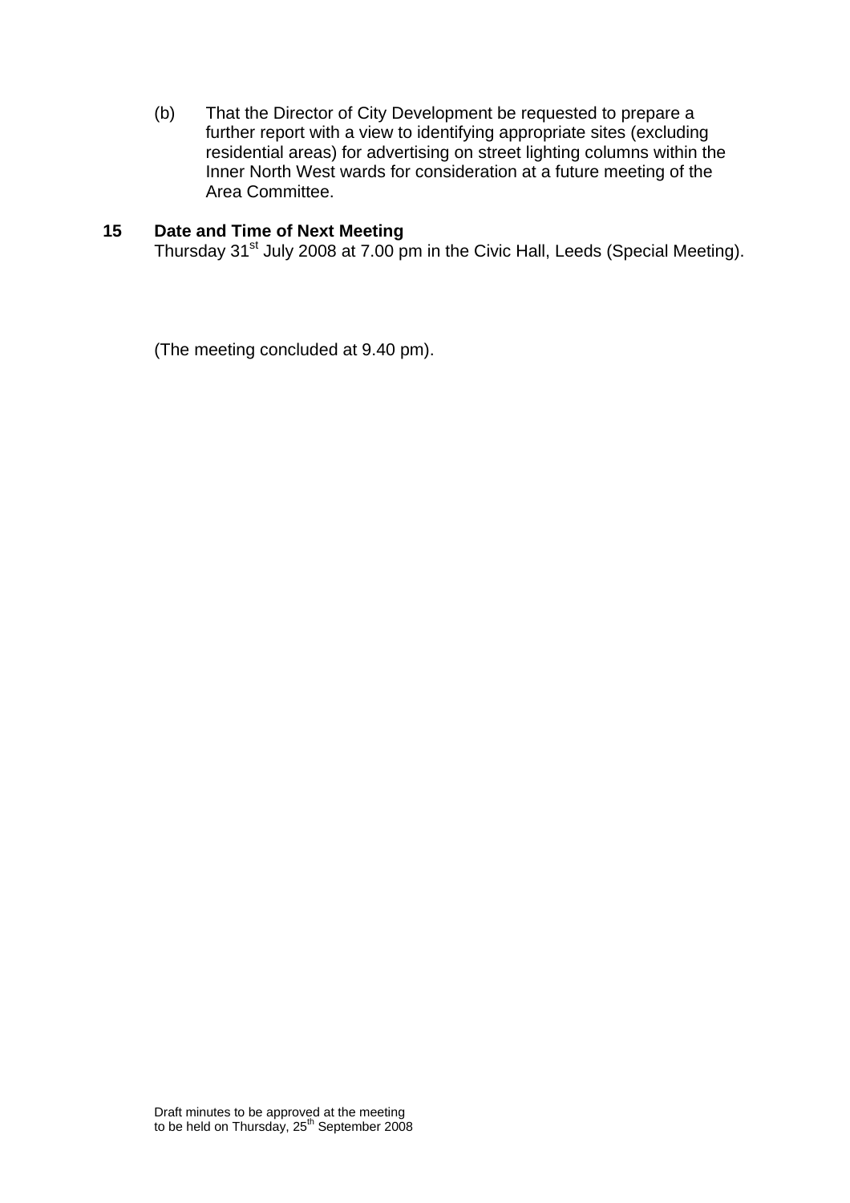(b) That the Director of City Development be requested to prepare a further report with a view to identifying appropriate sites (excluding residential areas) for advertising on street lighting columns within the Inner North West wards for consideration at a future meeting of the Area Committee.

**15 Date and Time of Next Meeting**

Thursday 31st July 2008 at 7.00 pm in the Civic Hall, Leeds (Special Meeting).

(The meeting concluded at 9.40 pm).

Draft minutes to be approved at the meeting
to be held on Thursday, 25th September 2008